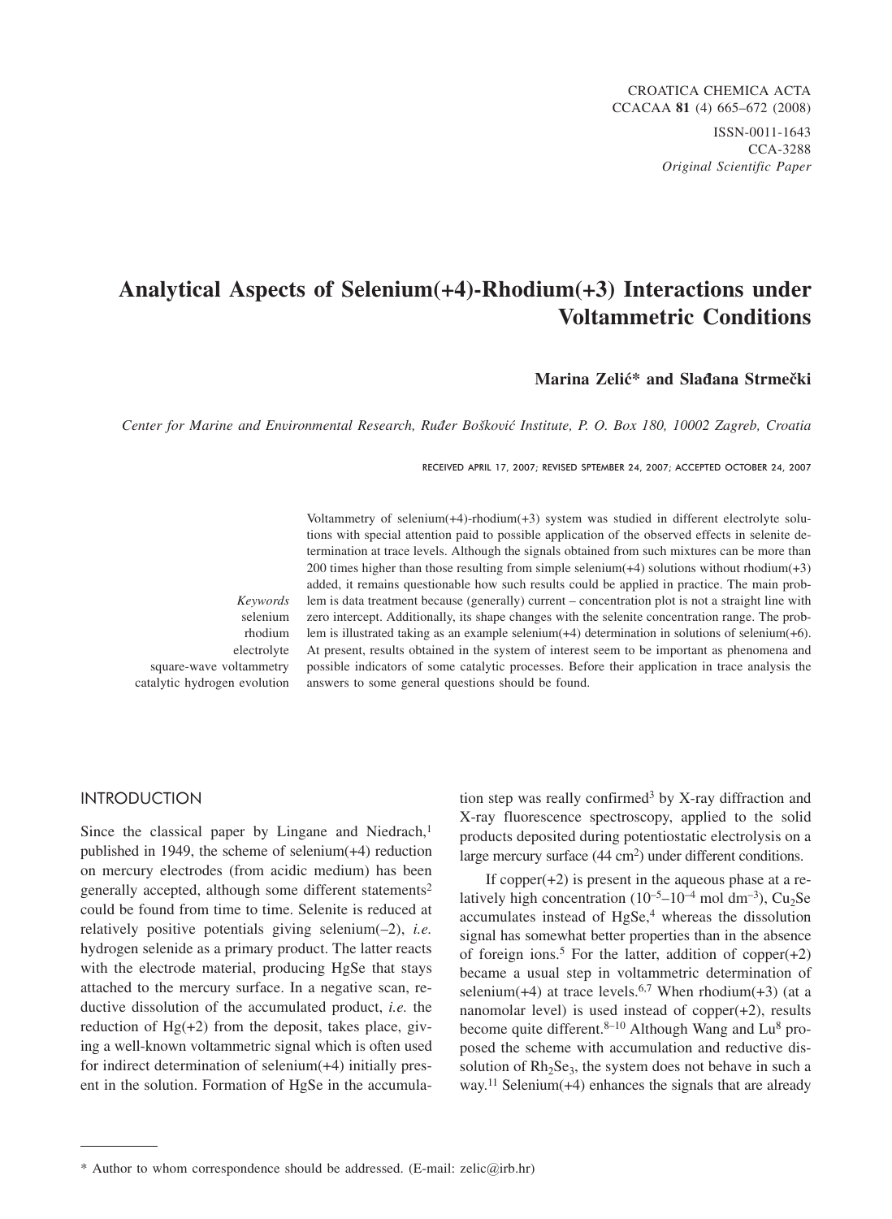# Analytical Aspects of Selenium(+4)-Rhodium(+3) Interactions under Voltammetric Conditions

**Marina Zelić* and Slađana Strmečki**

*Center for Marine and Environmental Research, Ruđer Bošković Institute, P. O. Box 180, 10002 Zagreb, Croatia*

RECEIVED APRIL 17, 2007; REVISED SPTEMBER 24, 2007; ACCEPTED OCTOBER 24, 2007

*Keywords*
selenium
rhodium
electrolyte
square-wave voltammetry
catalytic hydrogen evolution

Voltammetry of selenium(+4)-rhodium(+3) system was studied in different electrolyte solutions with special attention paid to possible application of the observed effects in selenite determination at trace levels. Although the signals obtained from such mixtures can be more than 200 times higher than those resulting from simple selenium(+4) solutions without rhodium(+3) added, it remains questionable how such results could be applied in practice. The main problem is data treatment because (generally) current – concentration plot is not a straight line with zero intercept. Additionally, its shape changes with the selenite concentration range. The problem is illustrated taking as an example selenium(+4) determination in solutions of selenium(+6). At present, results obtained in the system of interest seem to be important as phenomena and possible indicators of some catalytic processes. Before their application in trace analysis the answers to some general questions should be found.

## INTRODUCTION

Since the classical paper by Lingane and Niedrach,[1] published in 1949, the scheme of selenium(+4) reduction on mercury electrodes (from acidic medium) has been generally accepted, although some different statements[2] could be found from time to time. Selenite is reduced at relatively positive potentials giving selenium(–2), *i.e.* hydrogen selenide as a primary product. The latter reacts with the electrode material, producing HgSe that stays attached to the mercury surface. In a negative scan, reductive dissolution of the accumulated product, *i.e.* the reduction of Hg(+2) from the deposit, takes place, giving a well-known voltammetric signal which is often used for indirect determination of selenium(+4) initially present in the solution. Formation of HgSe in the accumulation step was really confirmed[3] by X-ray diffraction and X-ray fluorescence spectroscopy, applied to the solid products deposited during potentiostatic electrolysis on a large mercury surface (44 $cm^2$) under different conditions.

If copper(+2) is present in the aqueous phase at a relatively high concentration ($10^{-5}$–$10^{-4}$ mol $dm^{-3}$), $Cu_2Se$ accumulates instead of HgSe,[4] whereas the dissolution signal has somewhat better properties than in the absence of foreign ions.[5] For the latter, addition of copper(+2) became a usual step in voltammetric determination of selenium(+4) at trace levels.[6,7] When rhodium(+3) (at a nanomolar level) is used instead of copper(+2), results become quite different.[8–10] Although Wang and Lu[8] proposed the scheme with accumulation and reductive dissolution of $Rh_2Se_3$, the system does not behave in such a way.[11] Selenium(+4) enhances the signals that are already

\* Author to whom correspondence should be addressed. (E-mail: zelic@irb.hr)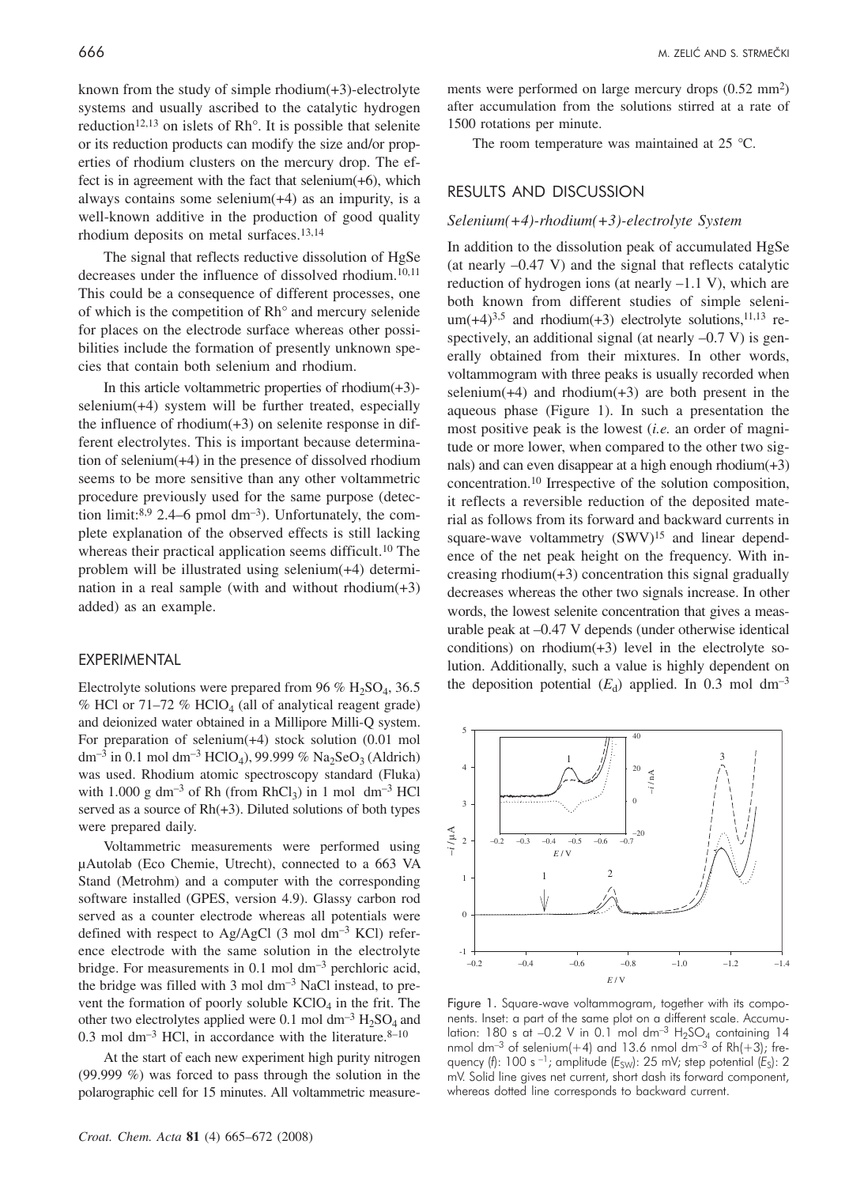known from the study of simple rhodium(+3)-electrolyte systems and usually ascribed to the catalytic hydrogen reduction[12,13] on islets of Rh°. It is possible that selenite or its reduction products can modify the size and/or properties of rhodium clusters on the mercury drop. The effect is in agreement with the fact that selenium(+6), which always contains some selenium(+4) as an impurity, is a well-known additive in the production of good quality rhodium deposits on metal surfaces.[13,14]

The signal that reflects reductive dissolution of HgSe decreases under the influence of dissolved rhodium.[10,11] This could be a consequence of different processes, one of which is the competition of Rh° and mercury selenide for places on the electrode surface whereas other possibilities include the formation of presently unknown species that contain both selenium and rhodium.

In this article voltammetric properties of rhodium(+3)-selenium(+4) system will be further treated, especially the influence of rhodium(+3) on selenite response in different electrolytes. This is important because determination of selenium(+4) in the presence of dissolved rhodium seems to be more sensitive than any other voltammetric procedure previously used for the same purpose (detection limit:[8,9] 2.4–6 pmol $dm^{-3}$). Unfortunately, the complete explanation of the observed effects is still lacking whereas their practical application seems difficult.[10] The problem will be illustrated using selenium(+4) determination in a real sample (with and without rhodium(+3) added) as an example.

## EXPERIMENTAL

Electrolyte solutions were prepared from 96 % $H_2SO_4$, 36.5 % HCl or 71–72 % $HClO_4$ (all of analytical reagent grade) and deionized water obtained in a Millipore Milli-Q system. For preparation of selenium(+4) stock solution (0.01 mol $dm^{-3}$ in 0.1 mol $dm^{-3}$ $HClO_4$), 99.999 % $Na_2SeO_3$ (Aldrich) was used. Rhodium atomic spectroscopy standard (Fluka) with 1.000 g $dm^{-3}$ of Rh (from $RhCl_3$) in 1 mol $dm^{-3}$ HCl served as a source of Rh(+3). Diluted solutions of both types were prepared daily.

Voltammetric measurements were performed using μAutolab (Eco Chemie, Utrecht), connected to a 663 VA Stand (Metrohm) and a computer with the corresponding software installed (GPES, version 4.9). Glassy carbon rod served as a counter electrode whereas all potentials were defined with respect to Ag/AgCl (3 mol $dm^{-3}$ KCl) reference electrode with the same solution in the electrolyte bridge. For measurements in 0.1 mol $dm^{-3}$ perchloric acid, the bridge was filled with 3 mol $dm^{-3}$ NaCl instead, to prevent the formation of poorly soluble $KClO_4$ in the frit. The other two electrolytes applied were 0.1 mol $dm^{-3}$ $H_2SO_4$ and 0.3 mol $dm^{-3}$ HCl, in accordance with the literature.[8–10]

At the start of each new experiment high purity nitrogen (99.999 %) was forced to pass through the solution in the polarographic cell for 15 minutes. All voltammetric measurements were performed on large mercury drops (0.52 $mm^2$) after accumulation from the solutions stirred at a rate of 1500 rotations per minute.

The room temperature was maintained at 25 °C.

## RESULTS AND DISCUSSION

### *Selenium(+4)-rhodium(+3)-electrolyte System*

In addition to the dissolution peak of accumulated HgSe (at nearly –0.47 V) and the signal that reflects catalytic reduction of hydrogen ions (at nearly –1.1 V), which are both known from different studies of simple selenium(+4)[3,5] and rhodium(+3) electrolyte solutions,[11,13] respectively, an additional signal (at nearly –0.7 V) is generally obtained from their mixtures. In other words, voltammogram with three peaks is usually recorded when selenium(+4) and rhodium(+3) are both present in the aqueous phase (Figure 1). In such a presentation the most positive peak is the lowest (*i.e.* an order of magnitude or more lower, when compared to the other two signals) and can even disappear at a high enough rhodium(+3) concentration.[10] Irrespective of the solution composition, it reflects a reversible reduction of the deposited material as follows from its forward and backward currents in square-wave voltammetry (SWV)[15] and linear dependence of the net peak height on the frequency. With increasing rhodium(+3) concentration this signal gradually decreases whereas the other two signals increase. In other words, the lowest selenite concentration that gives a measurable peak at –0.47 V depends (under otherwise identical conditions) on rhodium(+3) level in the electrolyte solution. Additionally, such a value is highly dependent on the deposition potential ($E_d$) applied. In 0.3 mol $dm^{-3}$

Figure 1. Square-wave voltammogram, together with its components. Inset: a part of the same plot on a different scale. Accumulation: 180 s at –0.2 V in 0.1 mol $dm^{-3}$ $H_2SO_4$ containing 14 nmol $dm^{-3}$ of selenium(+4) and 13.6 nmol $dm^{-3}$ of Rh(+3); frequency ($f$): 100 $s^{-1}$; amplitude ($E_{SW}$): 25 mV; step potential ($E_S$): 2 mV. Solid line gives net current, short dash its forward component, whereas dotted line corresponds to backward current.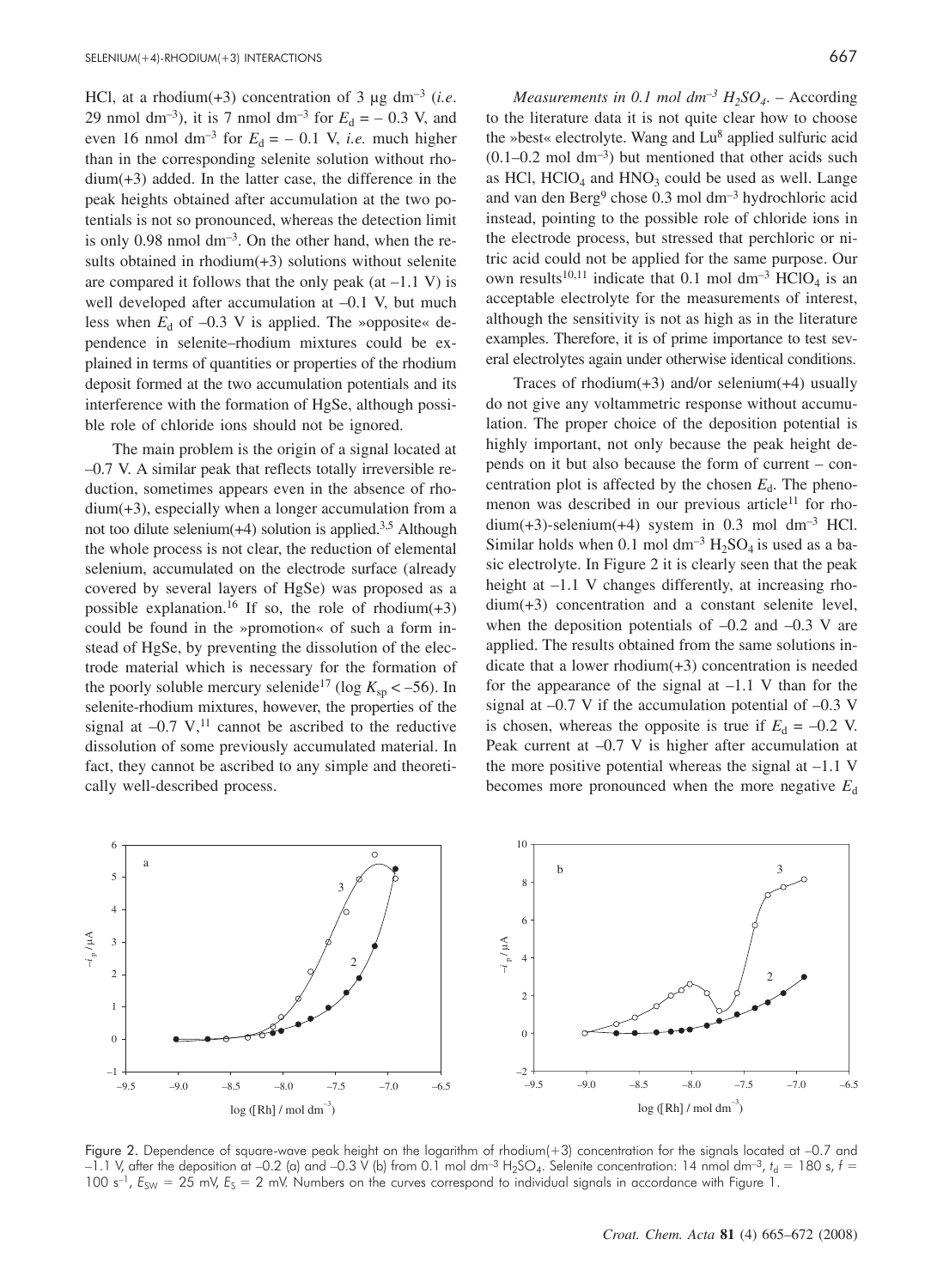HCl, at a rhodium(+3) concentration of 3 μg $dm^{-3}$ (*i.e.* 29 nmol $dm^{-3}$), it is 7 nmol $dm^{-3}$ for $E_d = -0.3$ V, and even 16 nmol $dm^{-3}$ for $E_d = -0.1$ V, *i.e.* much higher than in the corresponding selenite solution without rhodium(+3) added. In the latter case, the difference in the peak heights obtained after accumulation at the two potentials is not so pronounced, whereas the detection limit is only 0.98 nmol $dm^{-3}$. On the other hand, when the results obtained in rhodium(+3) solutions without selenite are compared it follows that the only peak (at –1.1 V) is well developed after accumulation at –0.1 V, but much less when $E_d$ of –0.3 V is applied. The »opposite« dependence in selenite–rhodium mixtures could be explained in terms of quantities or properties of the rhodium deposit formed at the two accumulation potentials and its interference with the formation of HgSe, although possible role of chloride ions should not be ignored.

The main problem is the origin of a signal located at –0.7 V. A similar peak that reflects totally irreversible reduction, sometimes appears even in the absence of rhodium(+3), especially when a longer accumulation from a not too dilute selenium(+4) solution is applied.[3,5] Although the whole process is not clear, the reduction of elemental selenium, accumulated on the electrode surface (already covered by several layers of HgSe) was proposed as a possible explanation.[16] If so, the role of rhodium(+3) could be found in the »promotion« of such a form instead of HgSe, by preventing the dissolution of the electrode material which is necessary for the formation of the poorly soluble mercury selenide[17] ($\log K_{sp} < -56$). In selenite-rhodium mixtures, however, the properties of the signal at –0.7 V,[11] cannot be ascribed to the reductive dissolution of some previously accumulated material. In fact, they cannot be ascribed to any simple and theoretically well-described process.

*Measurements in 0.1 mol $dm^{-3}$ $H_2SO_4$.* – According to the literature data it is not quite clear how to choose the »best« electrolyte. Wang and Lu[8] applied sulfuric acid (0.1–0.2 mol $dm^{-3}$) but mentioned that other acids such as HCl, $HClO_4$ and $HNO_3$ could be used as well. Lange and van den Berg[9] chose 0.3 mol $dm^{-3}$ hydrochloric acid instead, pointing to the possible role of chloride ions in the electrode process, but stressed that perchloric or nitric acid could not be applied for the same purpose. Our own results[10,11] indicate that 0.1 mol $dm^{-3}$ $HClO_4$ is an acceptable electrolyte for the measurements of interest, although the sensitivity is not as high as in the literature examples. Therefore, it is of prime importance to test several electrolytes again under otherwise identical conditions.

Traces of rhodium(+3) and/or selenium(+4) usually do not give any voltammetric response without accumulation. The proper choice of the deposition potential is highly important, not only because the peak height depends on it but also because the form of current – concentration plot is affected by the chosen $E_d$. The phenomenon was described in our previous article[11] for rhodium(+3)-selenium(+4) system in 0.3 mol $dm^{-3}$ HCl. Similar holds when 0.1 mol $dm^{-3}$ $H_2SO_4$ is used as a basic electrolyte. In Figure 2 it is clearly seen that the peak height at –1.1 V changes differently, at increasing rhodium(+3) concentration and a constant selenite level, when the deposition potentials of –0.2 and –0.3 V are applied. The results obtained from the same solutions indicate that a lower rhodium(+3) concentration is needed for the appearance of the signal at –1.1 V than for the signal at –0.7 V if the accumulation potential of –0.3 V is chosen, whereas the opposite is true if $E_d = -0.2$ V. Peak current at –0.7 V is higher after accumulation at the more positive potential whereas the signal at –1.1 V becomes more pronounced when the more negative $E_d$

Figure 2. Dependence of square-wave peak height on the logarithm of rhodium(+3) concentration for the signals located at –0.7 and –1.1 V, after the deposition at –0.2 (a) and –0.3 V (b) from 0.1 mol $dm^{-3}$ $H_2SO_4$. Selenite concentration: 14 nmol $dm^{-3}$, $t_d = 180$ s, $f = 100$ $s^{-1}$, $E_{SW} = 25$ mV, $E_S = 2$ mV. Numbers on the curves correspond to individual signals in accordance with Figure 1.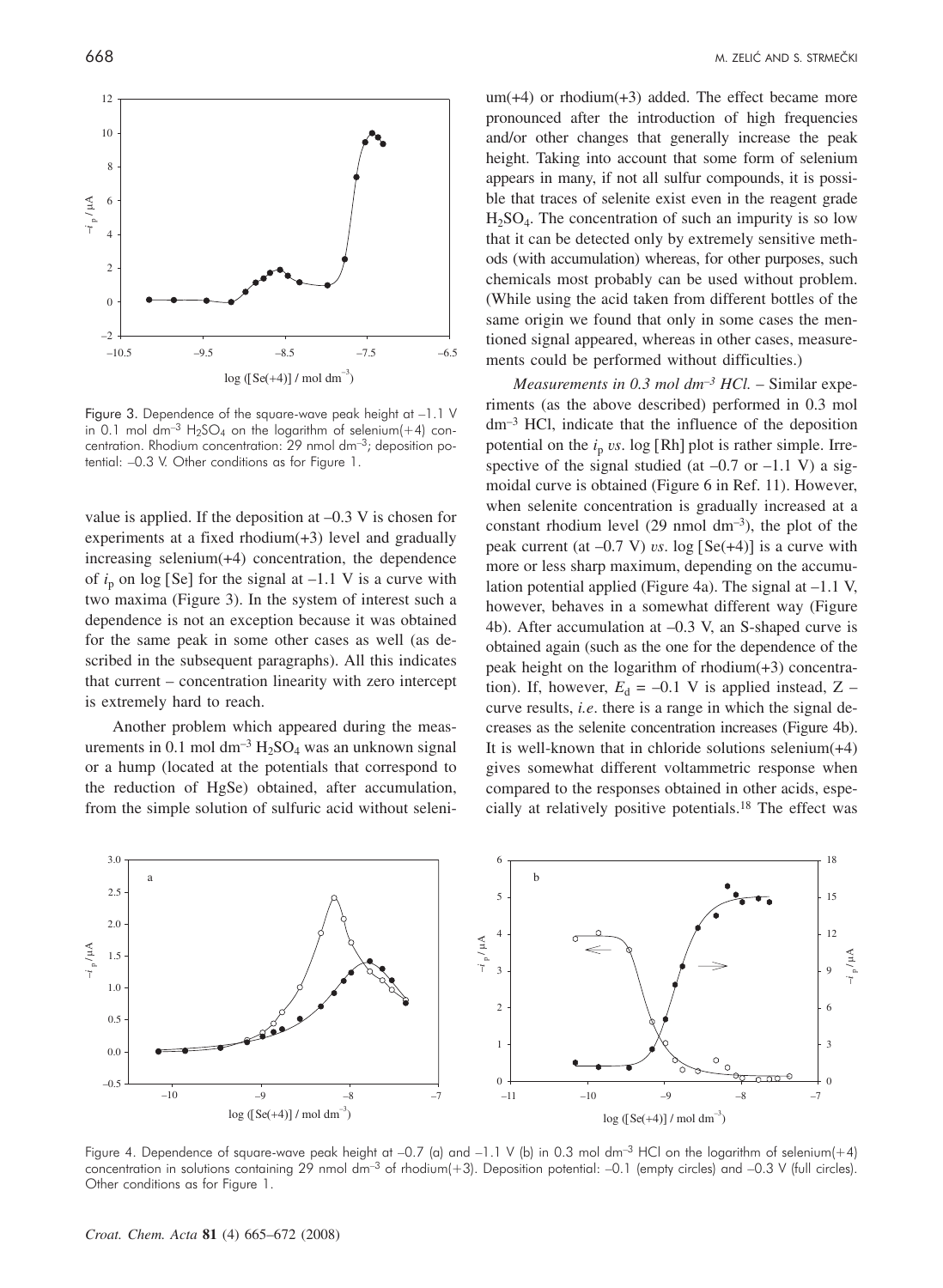Figure 3. Dependence of the square-wave peak height at –1.1 V in 0.1 mol dm$^{-3}$ $H_2SO_4$ on the logarithm of selenium(+4) concentration. Rhodium concentration: 29 nmol dm$^{-3}$; deposition potential: –0.3 V. Other conditions as for Figure 1.

value is applied. If the deposition at –0.3 V is chosen for experiments at a fixed rhodium(+3) level and gradually increasing selenium(+4) concentration, the dependence of $i_p$ on log [Se] for the signal at –1.1 V is a curve with two maxima (Figure 3). In the system of interest such a dependence is not an exception because it was obtained for the same peak in some other cases as well (as described in the subsequent paragraphs). All this indicates that current – concentration linearity with zero intercept is extremely hard to reach.

Another problem which appeared during the measurements in 0.1 mol dm$^{-3}$ $H_2SO_4$ was an unknown signal or a hump (located at the potentials that correspond to the reduction of HgSe) obtained, after accumulation, from the simple solution of sulfuric acid without selenium(+4) or rhodium(+3) added. The effect became more pronounced after the introduction of high frequencies and/or other changes that generally increase the peak height. Taking into account that some form of selenium appears in many, if not all sulfur compounds, it is possible that traces of selenite exist even in the reagent grade $H_2SO_4$. The concentration of such an impurity is so low that it can be detected only by extremely sensitive methods (with accumulation) whereas, for other purposes, such chemicals most probably can be used without problem. (While using the acid taken from different bottles of the same origin we found that only in some cases the mentioned signal appeared, whereas in other cases, measurements could be performed without difficulties.)

*Measurements in 0.3 mol dm$^{-3}$ HCl.* – Similar experiments (as the above described) performed in 0.3 mol dm$^{-3}$ HCl, indicate that the influence of the deposition potential on the $i_p$ *vs*. log [Rh] plot is rather simple. Irrespective of the signal studied (at –0.7 or –1.1 V) a sigmoidal curve is obtained (Figure 6 in Ref. 11). However, when selenite concentration is gradually increased at a constant rhodium level (29 nmol dm$^{-3}$), the plot of the peak current (at –0.7 V) *vs*. log [Se(+4)] is a curve with more or less sharp maximum, depending on the accumulation potential applied (Figure 4a). The signal at –1.1 V, however, behaves in a somewhat different way (Figure 4b). After accumulation at –0.3 V, an S-shaped curve is obtained again (such as the one for the dependence of the peak height on the logarithm of rhodium(+3) concentration). If, however, $E_d$ = –0.1 V is applied instead, Z – curve results, *i.e*. there is a range in which the signal decreases as the selenite concentration increases (Figure 4b). It is well-known that in chloride solutions selenium(+4) gives somewhat different voltammetric response when compared to the responses obtained in other acids, especially at relatively positive potentials.[18] The effect was

Figure 4. Dependence of square-wave peak height at –0.7 (a) and –1.1 V (b) in 0.3 mol dm$^{-3}$ HCl on the logarithm of selenium(+4) concentration in solutions containing 29 nmol dm$^{-3}$ of rhodium(+3). Deposition potential: –0.1 (empty circles) and –0.3 V (full circles). Other conditions as for Figure 1.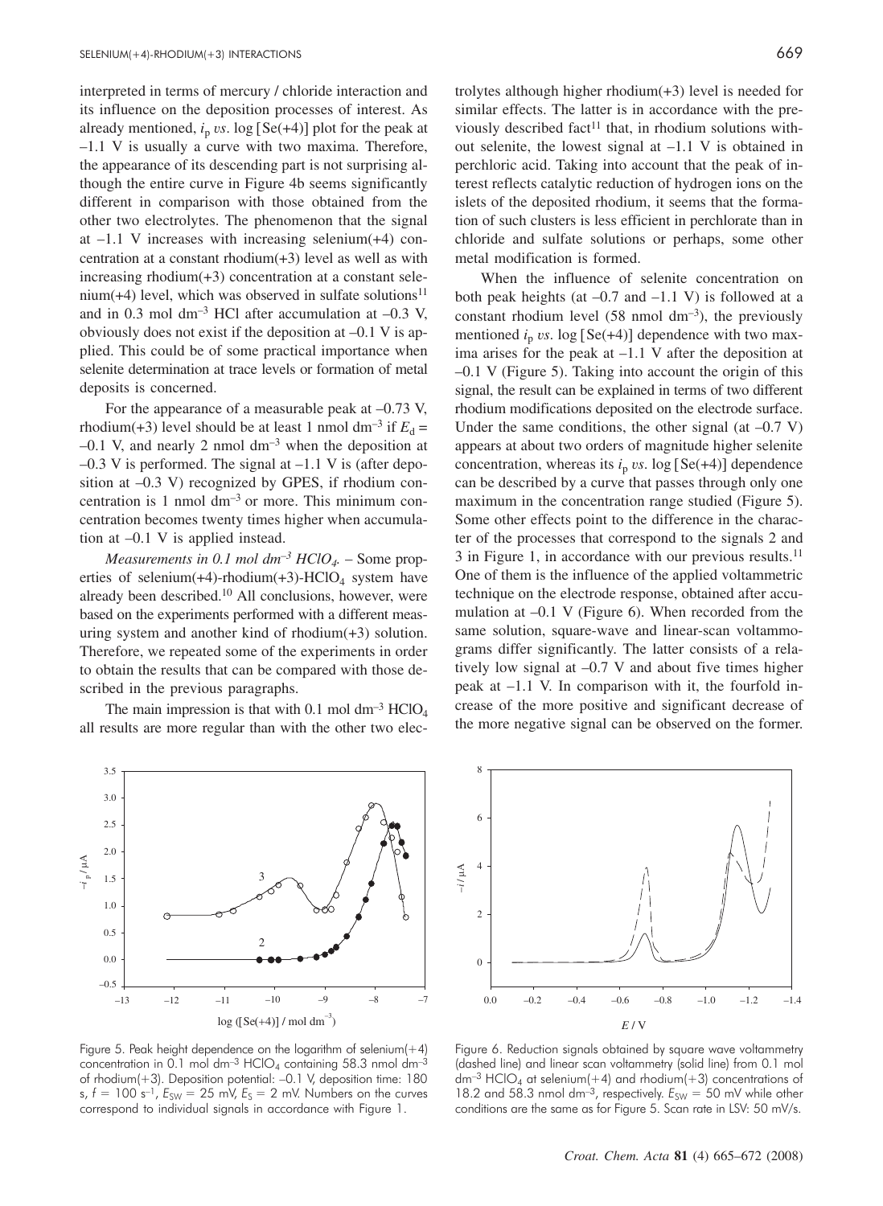interpreted in terms of mercury / chloride interaction and its influence on the deposition processes of interest. As already mentioned, $i_p$ *vs*. log [Se(+4)] plot for the peak at –1.1 V is usually a curve with two maxima. Therefore, the appearance of its descending part is not surprising although the entire curve in Figure 4b seems significantly different in comparison with those obtained from the other two electrolytes. The phenomenon that the signal at –1.1 V increases with increasing selenium(+4) concentration at a constant rhodium(+3) level as well as with increasing rhodium(+3) concentration at a constant selenium(+4) level, which was observed in sulfate solutions[11] and in 0.3 mol dm$^{-3}$ HCl after accumulation at –0.3 V, obviously does not exist if the deposition at –0.1 V is applied. This could be of some practical importance when selenite determination at trace levels or formation of metal deposits is concerned.

For the appearance of a measurable peak at –0.73 V, rhodium(+3) level should be at least 1 nmol dm$^{-3}$ if $E_d$ = –0.1 V, and nearly 2 nmol dm$^{-3}$ when the deposition at –0.3 V is performed. The signal at –1.1 V is (after deposition at –0.3 V) recognized by GPES, if rhodium concentration is 1 nmol dm$^{-3}$ or more. This minimum concentration becomes twenty times higher when accumulation at –0.1 V is applied instead.

*Measurements in 0.1 mol dm$^{-3}$ $HClO_4$*. – Some properties of selenium(+4)-rhodium(+3)-$HClO_4$ system have already been described.[10] All conclusions, however, were based on the experiments performed with a different measuring system and another kind of rhodium(+3) solution. Therefore, we repeated some of the experiments in order to obtain the results that can be compared with those described in the previous paragraphs.

The main impression is that with 0.1 mol dm$^{-3}$ $HClO_4$ all results are more regular than with the other two electrolytes although higher rhodium(+3) level is needed for similar effects. The latter is in accordance with the previously described fact[11] that, in rhodium solutions without selenite, the lowest signal at –1.1 V is obtained in perchloric acid. Taking into account that the peak of interest reflects catalytic reduction of hydrogen ions on the islets of the deposited rhodium, it seems that the formation of such clusters is less efficient in perchlorate than in chloride and sulfate solutions or perhaps, some other metal modification is formed.

When the influence of selenite concentration on both peak heights (at –0.7 and –1.1 V) is followed at a constant rhodium level (58 nmol dm$^{-3}$), the previously mentioned $i_p$ *vs*. log [Se(+4)] dependence with two maxima arises for the peak at –1.1 V after the deposition at –0.1 V (Figure 5). Taking into account the origin of this signal, the result can be explained in terms of two different rhodium modifications deposited on the electrode surface. Under the same conditions, the other signal (at –0.7 V) appears at about two orders of magnitude higher selenite concentration, whereas its $i_p$ *vs*. log [Se(+4)] dependence can be described by a curve that passes through only one maximum in the concentration range studied (Figure 5). Some other effects point to the difference in the character of the processes that correspond to the signals 2 and 3 in Figure 1, in accordance with our previous results.[11] One of them is the influence of the applied voltammetric technique on the electrode response, obtained after accumulation at –0.1 V (Figure 6). When recorded from the same solution, square-wave and linear-scan voltammograms differ significantly. The latter consists of a relatively low signal at –0.7 V and about five times higher peak at –1.1 V. In comparison with it, the fourfold increase of the more positive and significant decrease of the more negative signal can be observed on the former.

Figure 5. Peak height dependence on the logarithm of selenium(+4) concentration in 0.1 mol dm$^{-3}$ $HClO_4$ containing 58.3 nmol dm$^{-3}$ of rhodium(+3). Deposition potential: –0.1 V, deposition time: 180 s, $f$ = 100 s$^{-1}$, $E_{SW}$ = 25 mV, $E_S$ = 2 mV. Numbers on the curves correspond to individual signals in accordance with Figure 1.

Figure 6. Reduction signals obtained by square wave voltammetry (dashed line) and linear scan voltammetry (solid line) from 0.1 mol dm$^{-3}$ $HClO_4$ at selenium(+4) and rhodium(+3) concentrations of 18.2 and 58.3 nmol dm$^{-3}$, respectively. $E_{SW}$ = 50 mV while other conditions are the same as for Figure 5. Scan rate in LSV: 50 mV/s.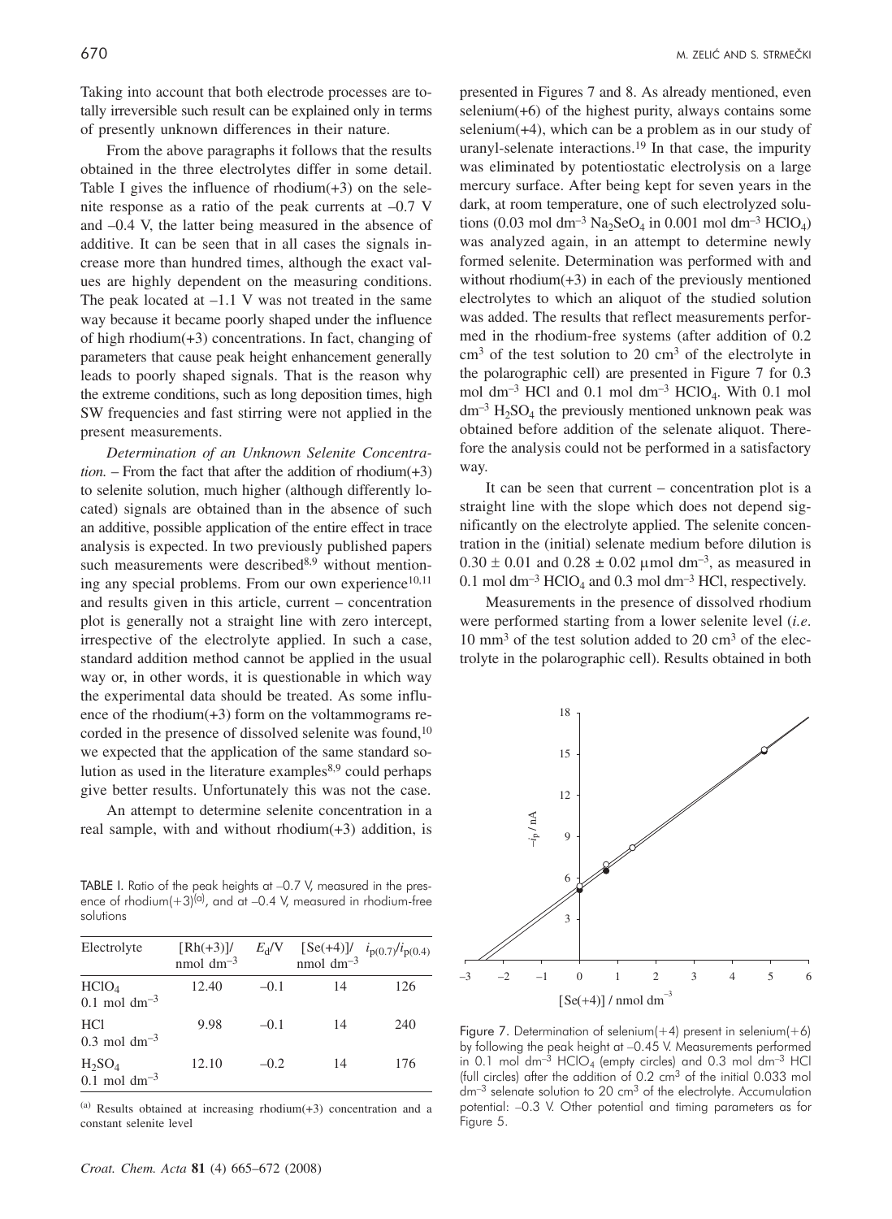Taking into account that both electrode processes are totally irreversible such result can be explained only in terms of presently unknown differences in their nature.

From the above paragraphs it follows that the results obtained in the three electrolytes differ in some detail. Table I gives the influence of rhodium(+3) on the selenite response as a ratio of the peak currents at –0.7 V and –0.4 V, the latter being measured in the absence of additive. It can be seen that in all cases the signals increase more than hundred times, although the exact values are highly dependent on the measuring conditions. The peak located at –1.1 V was not treated in the same way because it became poorly shaped under the influence of high rhodium(+3) concentrations. In fact, changing of parameters that cause peak height enhancement generally leads to poorly shaped signals. That is the reason why the extreme conditions, such as long deposition times, high SW frequencies and fast stirring were not applied in the present measurements.

*Determination of an Unknown Selenite Concentration.* – From the fact that after the addition of rhodium(+3) to selenite solution, much higher (although differently located) signals are obtained than in the absence of such an additive, possible application of the entire effect in trace analysis is expected. In two previously published papers such measurements were described[8,9] without mentioning any special problems. From our own experience[10,11] and results given in this article, current – concentration plot is generally not a straight line with zero intercept, irrespective of the electrolyte applied. In such a case, standard addition method cannot be applied in the usual way or, in other words, it is questionable in which way the experimental data should be treated. As some influence of the rhodium(+3) form on the voltammograms recorded in the presence of dissolved selenite was found,[10] we expected that the application of the same standard solution as used in the literature examples[8,9] could perhaps give better results. Unfortunately this was not the case.

An attempt to determine selenite concentration in a real sample, with and without rhodium(+3) addition, is presented in Figures 7 and 8. As already mentioned, even selenium(+6) of the highest purity, always contains some selenium(+4), which can be a problem as in our study of uranyl-selenate interactions.[19] In that case, the impurity was eliminated by potentiostatic electrolysis on a large mercury surface. After being kept for seven years in the dark, at room temperature, one of such electrolyzed solutions (0.03 mol dm$^{-3}$ $Na_2SeO_4$ in 0.001 mol dm$^{-3}$ $HClO_4$) was analyzed again, in an attempt to determine newly formed selenite. Determination was performed with and without rhodium(+3) in each of the previously mentioned electrolytes to which an aliquot of the studied solution was added. The results that reflect measurements performed in the rhodium-free systems (after addition of 0.2 cm$^3$ of the test solution to 20 cm$^3$ of the electrolyte in the polarographic cell) are presented in Figure 7 for 0.3 mol dm$^{-3}$ HCl and 0.1 mol dm$^{-3}$ $HClO_4$. With 0.1 mol dm$^{-3}$ $H_2SO_4$ the previously mentioned unknown peak was obtained before addition of the selenate aliquot. Therefore the analysis could not be performed in a satisfactory way.

It can be seen that current – concentration plot is a straight line with the slope which does not depend significantly on the electrolyte applied. The selenite concentration in the (initial) selenate medium before dilution is 0.30 ± 0.01 and 0.28 ± 0.02 μmol dm$^{-3}$, as measured in 0.1 mol dm$^{-3}$ $HClO_4$ and 0.3 mol dm$^{-3}$ HCl, respectively.

Measurements in the presence of dissolved rhodium were performed starting from a lower selenite level (*i.e.* 10 mm$^3$ of the test solution added to 20 cm$^3$ of the electrolyte in the polarographic cell). Results obtained in both

TABLE I. Ratio of the peak heights at –0.7 V, measured in the presence of rhodium(+3)[(a)], and at –0.4 V, measured in rhodium-free solutions

| Electrolyte | [Rh(+3)]/ nmol dm$^{-3}$ | $E_d$/V | [Se(+4)]/ nmol dm$^{-3}$ | $i_{p(0.7)}/i_{p(0.4)}$ |
|---|---|---|---|---|
| $HClO_4$ 0.1 mol dm$^{-3}$ | 12.40 | –0.1 | 14 | 126 |
| HCl 0.3 mol dm$^{-3}$ | 9.98 | –0.1 | 14 | 240 |
| $H_2SO_4$ 0.1 mol dm$^{-3}$ | 12.10 | –0.2 | 14 | 176 |

[(a)] Results obtained at increasing rhodium(+3) concentration and a constant selenite level

Figure 7. Determination of selenium(+4) present in selenium(+6) by following the peak height at –0.45 V. Measurements performed in 0.1 mol dm$^{-3}$ $HClO_4$ (empty circles) and 0.3 mol dm$^{-3}$ HCl (full circles) after the addition of 0.2 cm$^3$ of the initial 0.033 mol dm$^{-3}$ selenate solution to 20 cm$^3$ of the electrolyte. Accumulation potential: –0.3 V. Other potential and timing parameters as for Figure 5.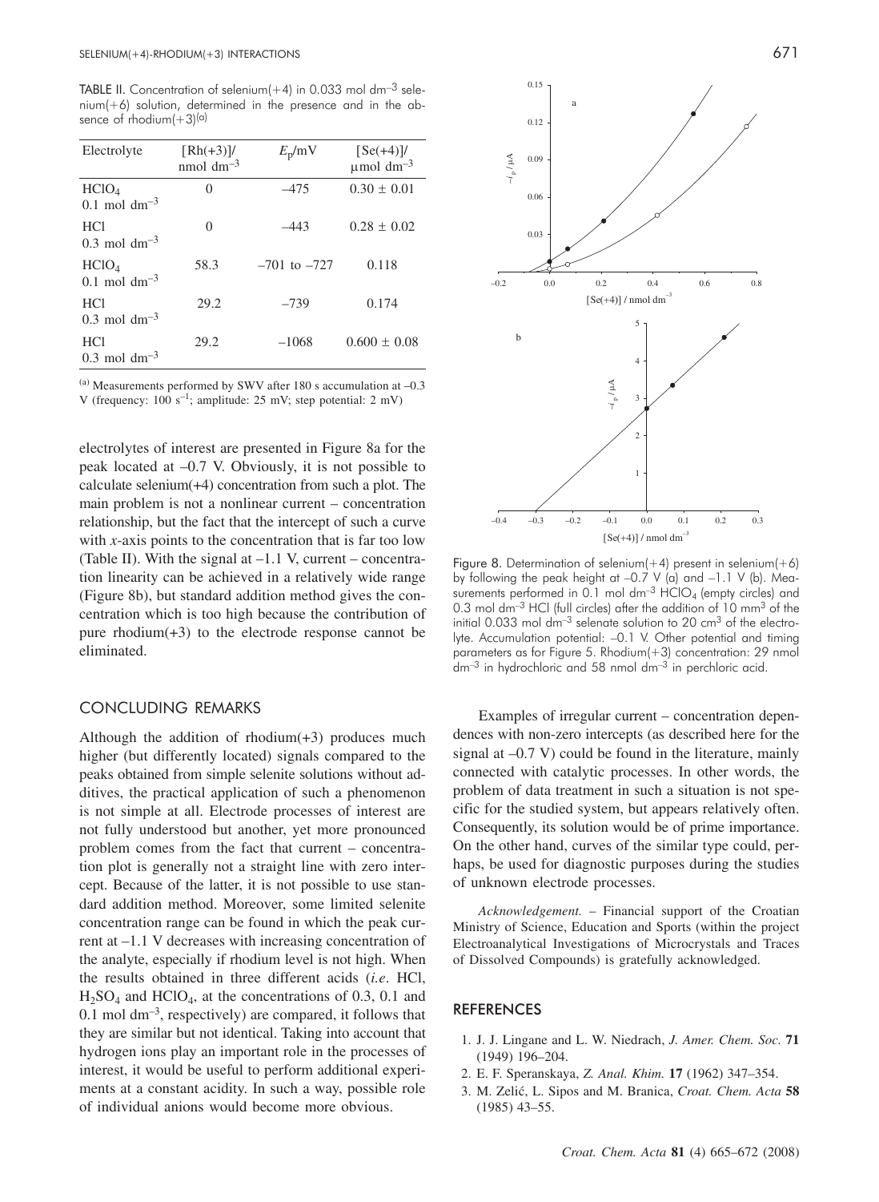TABLE II. Concentration of selenium(+4) in 0.033 mol dm$^{-3}$ selenium(+6) solution, determined in the presence and in the absence of rhodium(+3)[(a)]

| Electrolyte | [Rh(+3)]/ nmol dm$^{-3}$ | $E_p$/mV | [Se(+4)]/ μmol dm$^{-3}$ |
|---|---|---|---|
| $HClO_4$ 0.1 mol dm$^{-3}$ | 0 | –475 | 0.30 ± 0.01 |
| HCl 0.3 mol dm$^{-3}$ | 0 | –443 | 0.28 ± 0.02 |
| $HClO_4$ 0.1 mol dm$^{-3}$ | 58.3 | –701 to –727 | 0.118 |
| HCl 0.3 mol dm$^{-3}$ | 29.2 | –739 | 0.174 |
| HCl 0.3 mol dm$^{-3}$ | 29.2 | –1068 | 0.600 ± 0.08 |

[(a)] Measurements performed by SWV after 180 s accumulation at –0.3 V (frequency: 100 s$^{-1}$; amplitude: 25 mV; step potential: 2 mV)

electrolytes of interest are presented in Figure 8a for the peak located at –0.7 V. Obviously, it is not possible to calculate selenium(+4) concentration from such a plot. The main problem is not a nonlinear current – concentration relationship, but the fact that the intercept of such a curve with *x*-axis points to the concentration that is far too low (Table II). With the signal at –1.1 V, current – concentration linearity can be achieved in a relatively wide range (Figure 8b), but standard addition method gives the concentration which is too high because the contribution of pure rhodium(+3) to the electrode response cannot be eliminated.

## CONCLUDING REMARKS

Although the addition of rhodium(+3) produces much higher (but differently located) signals compared to the peaks obtained from simple selenite solutions without additives, the practical application of such a phenomenon is not simple at all. Electrode processes of interest are not fully understood but another, yet more pronounced problem comes from the fact that current – concentration plot is generally not a straight line with zero intercept. Because of the latter, it is not possible to use standard addition method. Moreover, some limited selenite concentration range can be found in which the peak current at –1.1 V decreases with increasing concentration of the analyte, especially if rhodium level is not high. When the results obtained in three different acids (*i.e*. HCl, $H_2SO_4$ and $HClO_4$, at the concentrations of 0.3, 0.1 and 0.1 mol dm$^{-3}$, respectively) are compared, it follows that they are similar but not identical. Taking into account that hydrogen ions play an important role in the processes of interest, it would be useful to perform additional experiments at a constant acidity. In such a way, possible role of individual anions would become more obvious.

Figure 8. Determination of selenium(+4) present in selenium(+6) by following the peak height at –0.7 V (a) and –1.1 V (b). Measurements performed in 0.1 mol dm$^{-3}$ $HClO_4$ (empty circles) and 0.3 mol dm$^{-3}$ HCl (full circles) after the addition of 10 mm$^3$ of the initial 0.033 mol dm$^{-3}$ selenate solution to 20 cm$^3$ of the electrolyte. Accumulation potential: –0.1 V. Other potential and timing parameters as for Figure 5. Rhodium(+3) concentration: 29 nmol dm$^{-3}$ in hydrochloric and 58 nmol dm$^{-3}$ in perchloric acid.

Examples of irregular current – concentration dependences with non-zero intercepts (as described here for the signal at –0.7 V) could be found in the literature, mainly connected with catalytic processes. In other words, the problem of data treatment in such a situation is not specific for the studied system, but appears relatively often. Consequently, its solution would be of prime importance. On the other hand, curves of the similar type could, perhaps, be used for diagnostic purposes during the studies of unknown electrode processes.

*Acknowledgement.* – Financial support of the Croatian Ministry of Science, Education and Sports (within the project Electroanalytical Investigations of Microcrystals and Traces of Dissolved Compounds) is gratefully acknowledged.

## REFERENCES

1. J. J. Lingane and L. W. Niedrach, *J. Amer. Chem. Soc.* **71** (1949) 196–204.
2. E. F. Speranskaya, *Z. Anal. Khim.* **17** (1962) 347–354.
3. M. Zelić, L. Sipos and M. Branica, *Croat. Chem. Acta* **58** (1985) 43–55.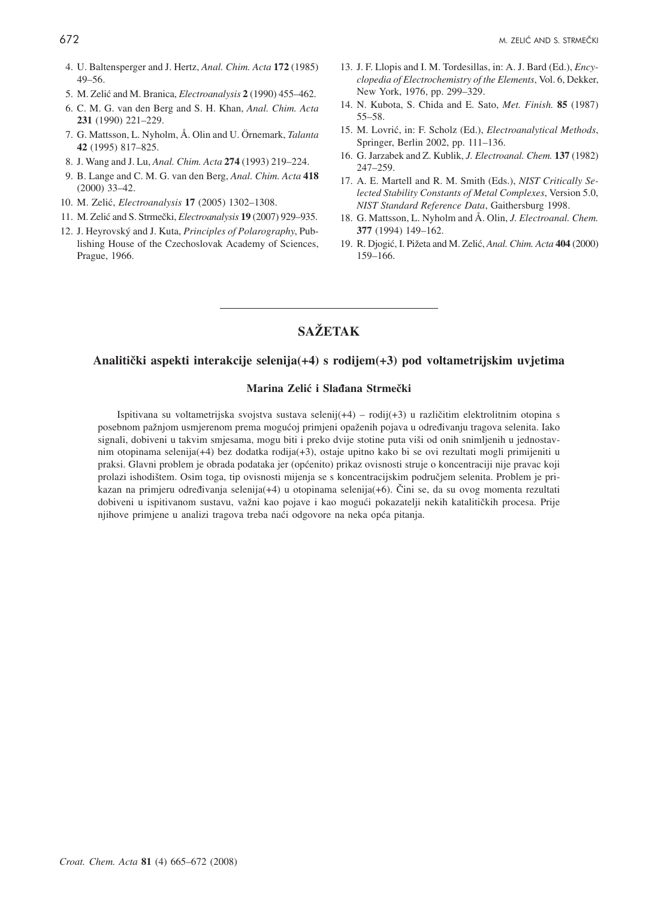4. U. Baltensperger and J. Hertz, *Anal. Chim. Acta* **172** (1985) 49–56.
5. M. Zelić and M. Branica, *Electroanalysis* **2** (1990) 455–462.
6. C. M. G. van den Berg and S. H. Khan, *Anal. Chim. Acta* **231** (1990) 221–229.
7. G. Mattsson, L. Nyholm, Å. Olin and U. Örnemark, *Talanta* **42** (1995) 817–825.
8. J. Wang and J. Lu, *Anal. Chim. Acta* **274** (1993) 219–224.
9. B. Lange and C. M. G. van den Berg, *Anal. Chim. Acta* **418** (2000) 33–42.
10. M. Zelić, *Electroanalysis* **17** (2005) 1302–1308.
11. M. Zelić and S. Strmečki, *Electroanalysis* **19** (2007) 929–935.
12. J. Heyrovský and J. Kuta, *Principles of Polarography*, Publishing House of the Czechoslovak Academy of Sciences, Prague, 1966.
13. J. F. Llopis and I. M. Tordesillas, in: A. J. Bard (Ed.), *Encyclopedia of Electrochemistry of the Elements*, Vol. 6, Dekker, New York, 1976, pp. 299–329.
14. N. Kubota, S. Chida and E. Sato, *Met. Finish.* **85** (1987) 55–58.
15. M. Lovrić, in: F. Scholz (Ed.), *Electroanalytical Methods*, Springer, Berlin 2002, pp. 111–136.
16. G. Jarzabek and Z. Kublik, *J. Electroanal. Chem.* **137** (1982) 247–259.
17. A. E. Martell and R. M. Smith (Eds.), *NIST Critically Selected Stability Constants of Metal Complexes*, Version 5.0, *NIST Standard Reference Data*, Gaithersburg 1998.
18. G. Mattsson, L. Nyholm and Å. Olin, *J. Electroanal. Chem.* **377** (1994) 149–162.
19. R. Djogić, I. Pižeta and M. Zelić, *Anal. Chim. Acta* **404** (2000) 159–166.

## SAŽETAK

### Analitički aspekti interakcije selenija(+4) s rodijem(+3) pod voltametrijskim uvjetima

**Marina Zelić i Slađana Strmečki**

Ispitivana su voltametrijska svojstva sustava selenij(+4) – rodij(+3) u različitim elektrolitnim otopina s posebnom pažnjom usmjerenom prema mogućoj primjeni opaženih pojava u određivanju tragova selenita. Iako signali, dobiveni u takvim smjesama, mogu biti i preko dvije stotine puta viši od onih snimljenih u jednostavnim otopinama selenija(+4) bez dodatka rodija(+3), ostaje upitno kako bi se ovi rezultati mogli primijeniti u praksi. Glavni problem je obrada podataka jer (općenito) prikaz ovisnosti struje o koncentraciji nije pravac koji prolazi ishodištem. Osim toga, tip ovisnosti mijenja se s koncentracijskim područjem selenita. Problem je prikazan na primjeru određivanja selenija(+4) u otopinama selenija(+6). Čini se, da su ovog momenta rezultati dobiveni u ispitivanom sustavu, važni kao pojave i kao mogući pokazatelji nekih katalitičkih procesa. Prije njihove primjene u analizi tragova treba naći odgovore na neka opća pitanja.